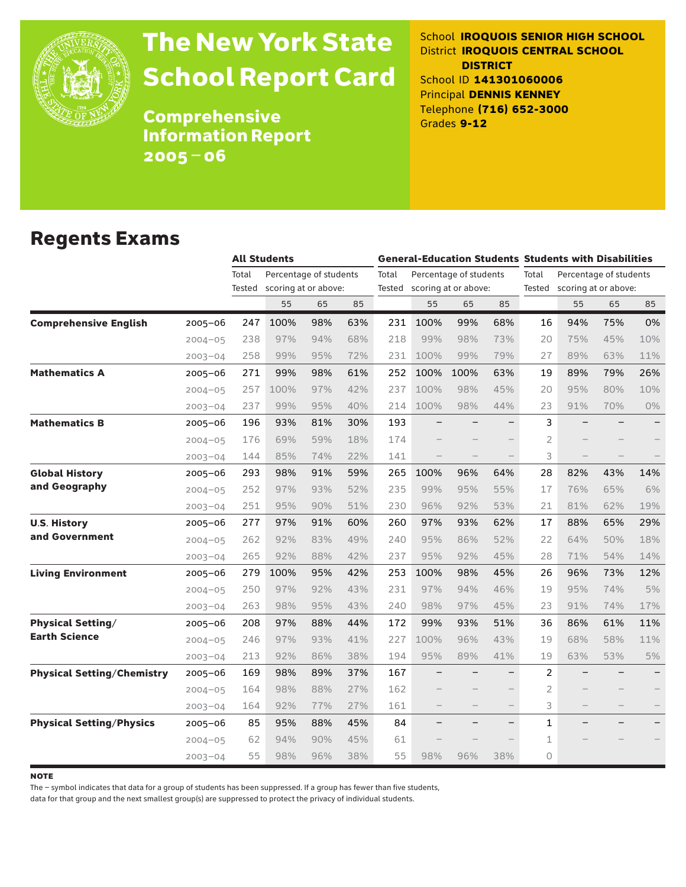# The New York State School Report Card

## Comprehensive Information Report 2005 – 06

School **IROQUOIS SENIOR HIGH SCHOOL**
District **IROQUOIS CENTRAL SCHOOL DISTRICT**
School ID **141301060006**
Principal **DENNIS KENNEY**
Telephone **(716) 652-3000**
Grades **9-12**

## Regents Exams

| | | All Students | | | | General-Education Students | | | | Students with Disabilities | | | |
|---|---|---|---|---|---|---|---|---|---|---|---|---|---|
| | | Total Tested | Percentage of students scoring at or above: | | | Total Tested | Percentage of students scoring at or above: | | | Total Tested | Percentage of students scoring at or above: | | |
| | | | 55 | 65 | 85 | | 55 | 65 | 85 | | 55 | 65 | 85 |
| **Comprehensive English** | 2005–06 | 247 | 100% | 98% | 63% | 231 | 100% | 99% | 68% | 16 | 94% | 75% | 0% |
| | 2004–05 | 238 | 97% | 94% | 68% | 218 | 99% | 98% | 73% | 20 | 75% | 45% | 10% |
| | 2003–04 | 258 | 99% | 95% | 72% | 231 | 100% | 99% | 79% | 27 | 89% | 63% | 11% |
| **Mathematics A** | 2005–06 | 271 | 99% | 98% | 61% | 252 | 100% | 100% | 63% | 19 | 89% | 79% | 26% |
| | 2004–05 | 257 | 100% | 97% | 42% | 237 | 100% | 98% | 45% | 20 | 95% | 80% | 10% |
| | 2003–04 | 237 | 99% | 95% | 40% | 214 | 100% | 98% | 44% | 23 | 91% | 70% | 0% |
| **Mathematics B** | 2005–06 | 196 | 93% | 81% | 30% | 193 | – | – | – | 3 | – | – | – |
| | 2004–05 | 176 | 69% | 59% | 18% | 174 | – | – | – | 2 | – | – | – |
| | 2003–04 | 144 | 85% | 74% | 22% | 141 | – | – | – | 3 | – | – | – |
| **Global History and Geography** | 2005–06 | 293 | 98% | 91% | 59% | 265 | 100% | 96% | 64% | 28 | 82% | 43% | 14% |
| | 2004–05 | 252 | 97% | 93% | 52% | 235 | 99% | 95% | 55% | 17 | 76% | 65% | 6% |
| | 2003–04 | 251 | 95% | 90% | 51% | 230 | 96% | 92% | 53% | 21 | 81% | 62% | 19% |
| **U.S. History and Government** | 2005–06 | 277 | 97% | 91% | 60% | 260 | 97% | 93% | 62% | 17 | 88% | 65% | 29% |
| | 2004–05 | 262 | 92% | 83% | 49% | 240 | 95% | 86% | 52% | 22 | 64% | 50% | 18% |
| | 2003–04 | 265 | 92% | 88% | 42% | 237 | 95% | 92% | 45% | 28 | 71% | 54% | 14% |
| **Living Environment** | 2005–06 | 279 | 100% | 95% | 42% | 253 | 100% | 98% | 45% | 26 | 96% | 73% | 12% |
| | 2004–05 | 250 | 97% | 92% | 43% | 231 | 97% | 94% | 46% | 19 | 95% | 74% | 5% |
| | 2003–04 | 263 | 98% | 95% | 43% | 240 | 98% | 97% | 45% | 23 | 91% | 74% | 17% |
| **Physical Setting/ Earth Science** | 2005–06 | 208 | 97% | 88% | 44% | 172 | 99% | 93% | 51% | 36 | 86% | 61% | 11% |
| | 2004–05 | 246 | 97% | 93% | 41% | 227 | 100% | 96% | 43% | 19 | 68% | 58% | 11% |
| | 2003–04 | 213 | 92% | 86% | 38% | 194 | 95% | 89% | 41% | 19 | 63% | 53% | 5% |
| **Physical Setting/Chemistry** | 2005–06 | 169 | 98% | 89% | 37% | 167 | – | – | – | 2 | – | – | – |
| | 2004–05 | 164 | 98% | 88% | 27% | 162 | – | – | – | 2 | – | – | – |
| | 2003–04 | 164 | 92% | 77% | 27% | 161 | – | – | – | 3 | – | – | – |
| **Physical Setting/Physics** | 2005–06 | 85 | 95% | 88% | 45% | 84 | – | – | – | 1 | – | – | – |
| | 2004–05 | 62 | 94% | 90% | 45% | 61 | – | – | – | 1 | – | – | – |
| | 2003–04 | 55 | 98% | 96% | 38% | 55 | 98% | 96% | 38% | 0 | | | |

**NOTE**

The – symbol indicates that data for a group of students has been suppressed. If a group has fewer than five students, data for that group and the next smallest group(s) are suppressed to protect the privacy of individual students.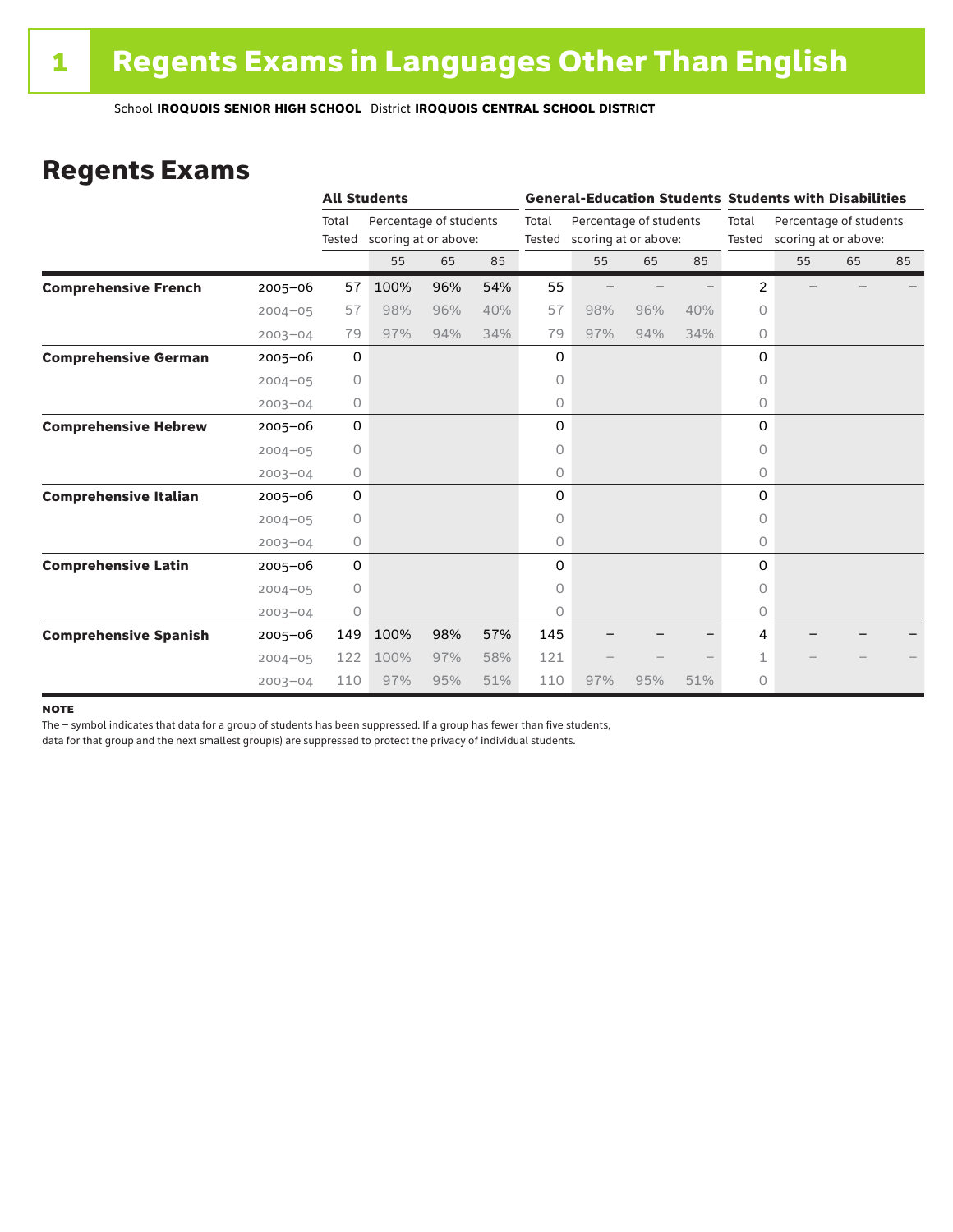# 1 Regents Exams in Languages Other Than English

School **IROQUOIS SENIOR HIGH SCHOOL** District **IROQUOIS CENTRAL SCHOOL DISTRICT**

## Regents Exams

| | | All Students | | | | General-Education Students | | | | Students with Disabilities | | | |
|---|---|---|---|---|---|---|---|---|---|---|---|---|---|
| | | Total Tested | Percentage of students scoring at or above: | | | Total Tested | Percentage of students scoring at or above: | | | Total Tested | Percentage of students scoring at or above: | | |
| | | | 55 | 65 | 85 | | 55 | 65 | 85 | | 55 | 65 | 85 |
| **Comprehensive French** | 2005–06 | 57 | 100% | 96% | 54% | 55 | – | – | – | 2 | – | – | – |
| | 2004–05 | 57 | 98% | 96% | 40% | 57 | 98% | 96% | 40% | 0 | | | |
| | 2003–04 | 79 | 97% | 94% | 34% | 79 | 97% | 94% | 34% | 0 | | | |
| **Comprehensive German** | 2005–06 | 0 | | | | 0 | | | | 0 | | | |
| | 2004–05 | 0 | | | | 0 | | | | 0 | | | |
| | 2003–04 | 0 | | | | 0 | | | | 0 | | | |
| **Comprehensive Hebrew** | 2005–06 | 0 | | | | 0 | | | | 0 | | | |
| | 2004–05 | 0 | | | | 0 | | | | 0 | | | |
| | 2003–04 | 0 | | | | 0 | | | | 0 | | | |
| **Comprehensive Italian** | 2005–06 | 0 | | | | 0 | | | | 0 | | | |
| | 2004–05 | 0 | | | | 0 | | | | 0 | | | |
| | 2003–04 | 0 | | | | 0 | | | | 0 | | | |
| **Comprehensive Latin** | 2005–06 | 0 | | | | 0 | | | | 0 | | | |
| | 2004–05 | 0 | | | | 0 | | | | 0 | | | |
| | 2003–04 | 0 | | | | 0 | | | | 0 | | | |
| **Comprehensive Spanish** | 2005–06 | 149 | 100% | 98% | 57% | 145 | – | – | – | 4 | – | – | – |
| | 2004–05 | 122 | 100% | 97% | 58% | 121 | – | – | – | 1 | – | – | – |
| | 2003–04 | 110 | 97% | 95% | 51% | 110 | 97% | 95% | 51% | 0 | | | |

**NOTE**

The – symbol indicates that data for a group of students has been suppressed. If a group has fewer than five students, data for that group and the next smallest group(s) are suppressed to protect the privacy of individual students.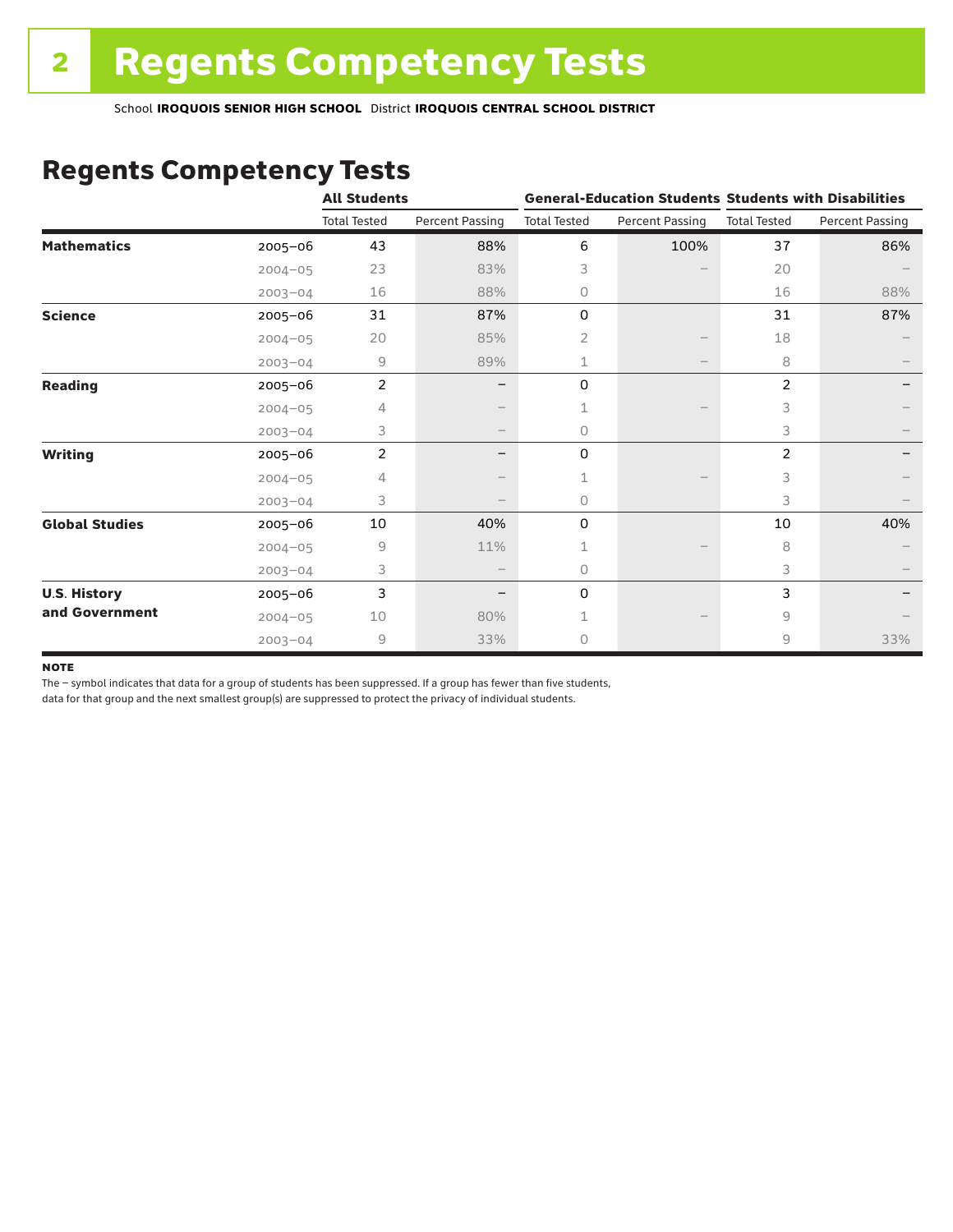# Regents Competency Tests

School **IROQUOIS SENIOR HIGH SCHOOL** District **IROQUOIS CENTRAL SCHOOL DISTRICT**

## Regents Competency Tests

| | | All Students | | General-Education Students | | Students with Disabilities | |
|---|---|---|---|---|---|---|---|
| | | Total Tested | Percent Passing | Total Tested | Percent Passing | Total Tested | Percent Passing |
| **Mathematics** | 2005–06 | 43 | 88% | 6 | 100% | 37 | 86% |
| | 2004–05 | 23 | 83% | 3 | – | 20 | – |
| | 2003–04 | 16 | 88% | 0 | | 16 | 88% |
| **Science** | 2005–06 | 31 | 87% | 0 | | 31 | 87% |
| | 2004–05 | 20 | 85% | 2 | – | 18 | – |
| | 2003–04 | 9 | 89% | 1 | – | 8 | – |
| **Reading** | 2005–06 | 2 | – | 0 | | 2 | – |
| | 2004–05 | 4 | – | 1 | – | 3 | – |
| | 2003–04 | 3 | – | 0 | | 3 | – |
| **Writing** | 2005–06 | 2 | – | 0 | | 2 | – |
| | 2004–05 | 4 | – | 1 | – | 3 | – |
| | 2003–04 | 3 | – | 0 | | 3 | – |
| **Global Studies** | 2005–06 | 10 | 40% | 0 | | 10 | 40% |
| | 2004–05 | 9 | 11% | 1 | – | 8 | – |
| | 2003–04 | 3 | – | 0 | | 3 | – |
| **U.S. History and Government** | 2005–06 | 3 | – | 0 | | 3 | – |
| | 2004–05 | 10 | 80% | 1 | – | 9 | – |
| | 2003–04 | 9 | 33% | 0 | | 9 | 33% |

**NOTE**

The – symbol indicates that data for a group of students has been suppressed. If a group has fewer than five students, data for that group and the next smallest group(s) are suppressed to protect the privacy of individual students.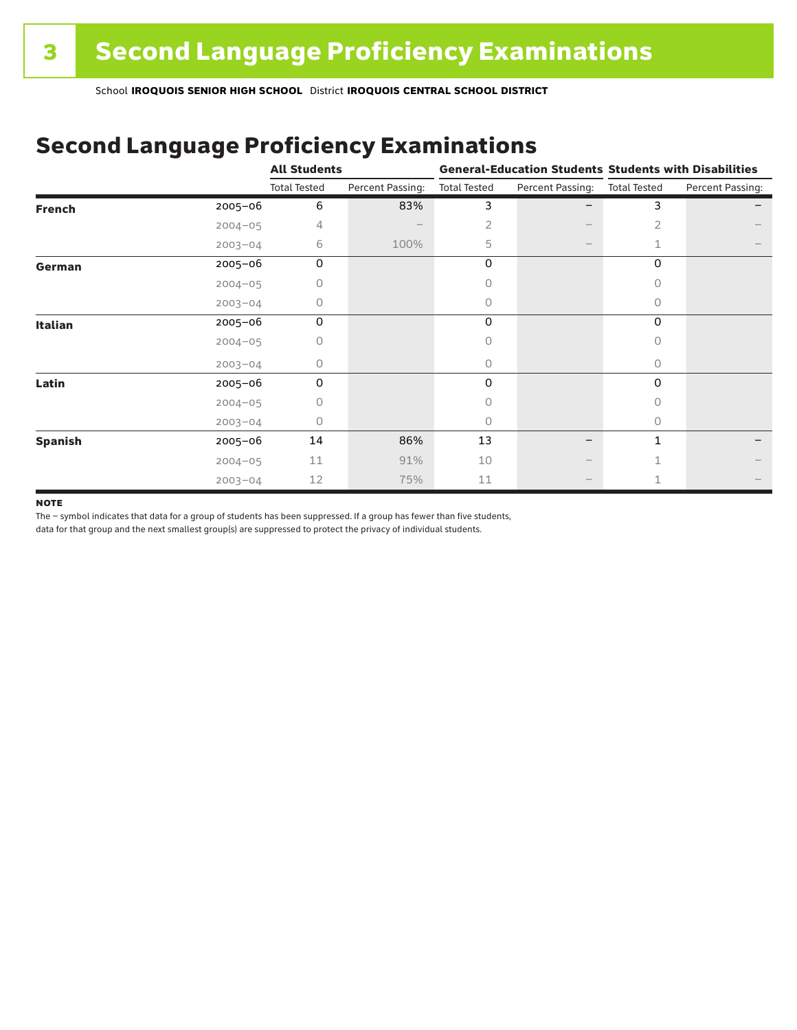# 3 Second Language Proficiency Examinations

School **IROQUOIS SENIOR HIGH SCHOOL** District **IROQUOIS CENTRAL SCHOOL DISTRICT**

## Second Language Proficiency Examinations

| | | All Students | | General-Education Students | | Students with Disabilities | |
|---|---|---|---|---|---|---|---|
| | | Total Tested | Percent Passing: | Total Tested | Percent Passing: | Total Tested | Percent Passing: |
| **French** | 2005–06 | 6 | 83% | 3 | – | 3 | – |
| | 2004–05 | 4 | – | 2 | – | 2 | – |
| | 2003–04 | 6 | 100% | 5 | – | 1 | – |
| **German** | 2005–06 | 0 | | 0 | | 0 | |
| | 2004–05 | 0 | | 0 | | 0 | |
| | 2003–04 | 0 | | 0 | | 0 | |
| **Italian** | 2005–06 | 0 | | 0 | | 0 | |
| | 2004–05 | 0 | | 0 | | 0 | |
| | 2003–04 | 0 | | 0 | | 0 | |
| **Latin** | 2005–06 | 0 | | 0 | | 0 | |
| | 2004–05 | 0 | | 0 | | 0 | |
| | 2003–04 | 0 | | 0 | | 0 | |
| **Spanish** | 2005–06 | 14 | 86% | 13 | – | 1 | – |
| | 2004–05 | 11 | 91% | 10 | – | 1 | – |
| | 2003–04 | 12 | 75% | 11 | – | 1 | – |

**NOTE**

The – symbol indicates that data for a group of students has been suppressed. If a group has fewer than five students, data for that group and the next smallest group(s) are suppressed to protect the privacy of individual students.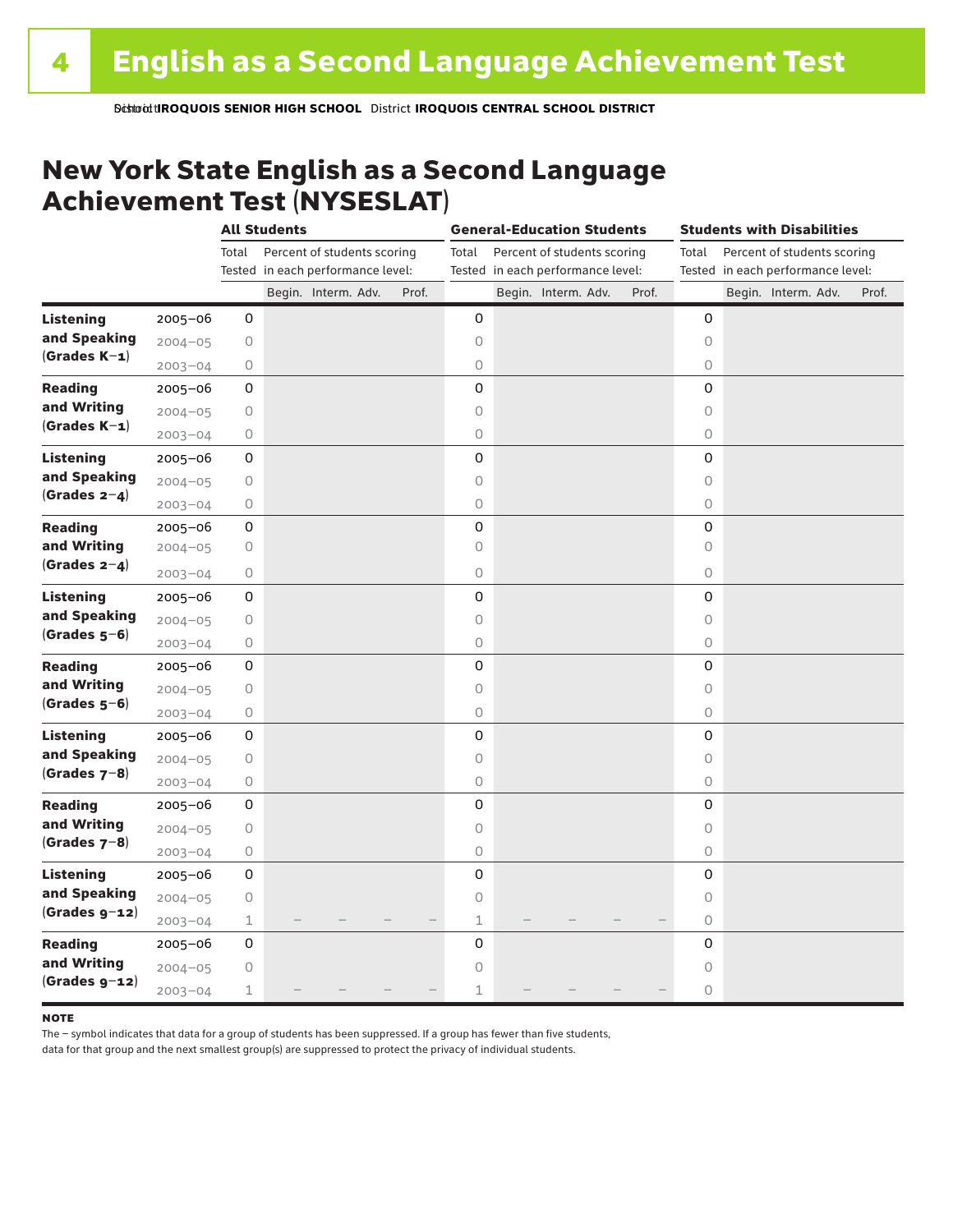# English as a Second Language Achievement Test

School **IROQUOIS SENIOR HIGH SCHOOL** District **IROQUOIS CENTRAL SCHOOL DISTRICT**

## New York State English as a Second Language Achievement Test (NYSESLAT)

| | | **All Students** | | | | | **General-Education Students** | | | | | **Students with Disabilities** | | | | |
|---|---|---|---|---|---|---|---|---|---|---|---|---|---|---|---|---|
| | | Total Tested | Percent of students scoring in each performance level: | | | | Total Tested | Percent of students scoring in each performance level: | | | | Total Tested | Percent of students scoring in each performance level: | | | |
| | | | Begin. | Interm. | Adv. | Prof. | | Begin. | Interm. | Adv. | Prof. | | Begin. | Interm. | Adv. | Prof. |
| **Listening and Speaking (Grades K–1)** | 2005–06 | 0 | | | | | 0 | | | | | 0 | | | | |
| | 2004–05 | 0 | | | | | 0 | | | | | 0 | | | | |
| | 2003–04 | 0 | | | | | 0 | | | | | 0 | | | | |
| **Reading and Writing (Grades K–1)** | 2005–06 | 0 | | | | | 0 | | | | | 0 | | | | |
| | 2004–05 | 0 | | | | | 0 | | | | | 0 | | | | |
| | 2003–04 | 0 | | | | | 0 | | | | | 0 | | | | |
| **Listening and Speaking (Grades 2–4)** | 2005–06 | 0 | | | | | 0 | | | | | 0 | | | | |
| | 2004–05 | 0 | | | | | 0 | | | | | 0 | | | | |
| | 2003–04 | 0 | | | | | 0 | | | | | 0 | | | | |
| **Reading and Writing (Grades 2–4)** | 2005–06 | 0 | | | | | 0 | | | | | 0 | | | | |
| | 2004–05 | 0 | | | | | 0 | | | | | 0 | | | | |
| | 2003–04 | 0 | | | | | 0 | | | | | 0 | | | | |
| **Listening and Speaking (Grades 5–6)** | 2005–06 | 0 | | | | | 0 | | | | | 0 | | | | |
| | 2004–05 | 0 | | | | | 0 | | | | | 0 | | | | |
| | 2003–04 | 0 | | | | | 0 | | | | | 0 | | | | |
| **Reading and Writing (Grades 5–6)** | 2005–06 | 0 | | | | | 0 | | | | | 0 | | | | |
| | 2004–05 | 0 | | | | | 0 | | | | | 0 | | | | |
| | 2003–04 | 0 | | | | | 0 | | | | | 0 | | | | |
| **Listening and Speaking (Grades 7–8)** | 2005–06 | 0 | | | | | 0 | | | | | 0 | | | | |
| | 2004–05 | 0 | | | | | 0 | | | | | 0 | | | | |
| | 2003–04 | 0 | | | | | 0 | | | | | 0 | | | | |
| **Reading and Writing (Grades 7–8)** | 2005–06 | 0 | | | | | 0 | | | | | 0 | | | | |
| | 2004–05 | 0 | | | | | 0 | | | | | 0 | | | | |
| | 2003–04 | 0 | | | | | 0 | | | | | 0 | | | | |
| **Listening and Speaking (Grades 9–12)** | 2005–06 | 0 | | | | | 0 | | | | | 0 | | | | |
| | 2004–05 | 0 | | | | | 0 | | | | | 0 | | | | |
| | 2003–04 | 1 | – | – | – | – | 1 | – | – | – | – | 0 | | | | |
| **Reading and Writing (Grades 9–12)** | 2005–06 | 0 | | | | | 0 | | | | | 0 | | | | |
| | 2004–05 | 0 | | | | | 0 | | | | | 0 | | | | |
| | 2003–04 | 1 | – | – | – | – | 1 | – | – | – | – | 0 | | | | |

**NOTE**

The – symbol indicates that data for a group of students has been suppressed. If a group has fewer than five students, data for that group and the next smallest group(s) are suppressed to protect the privacy of individual students.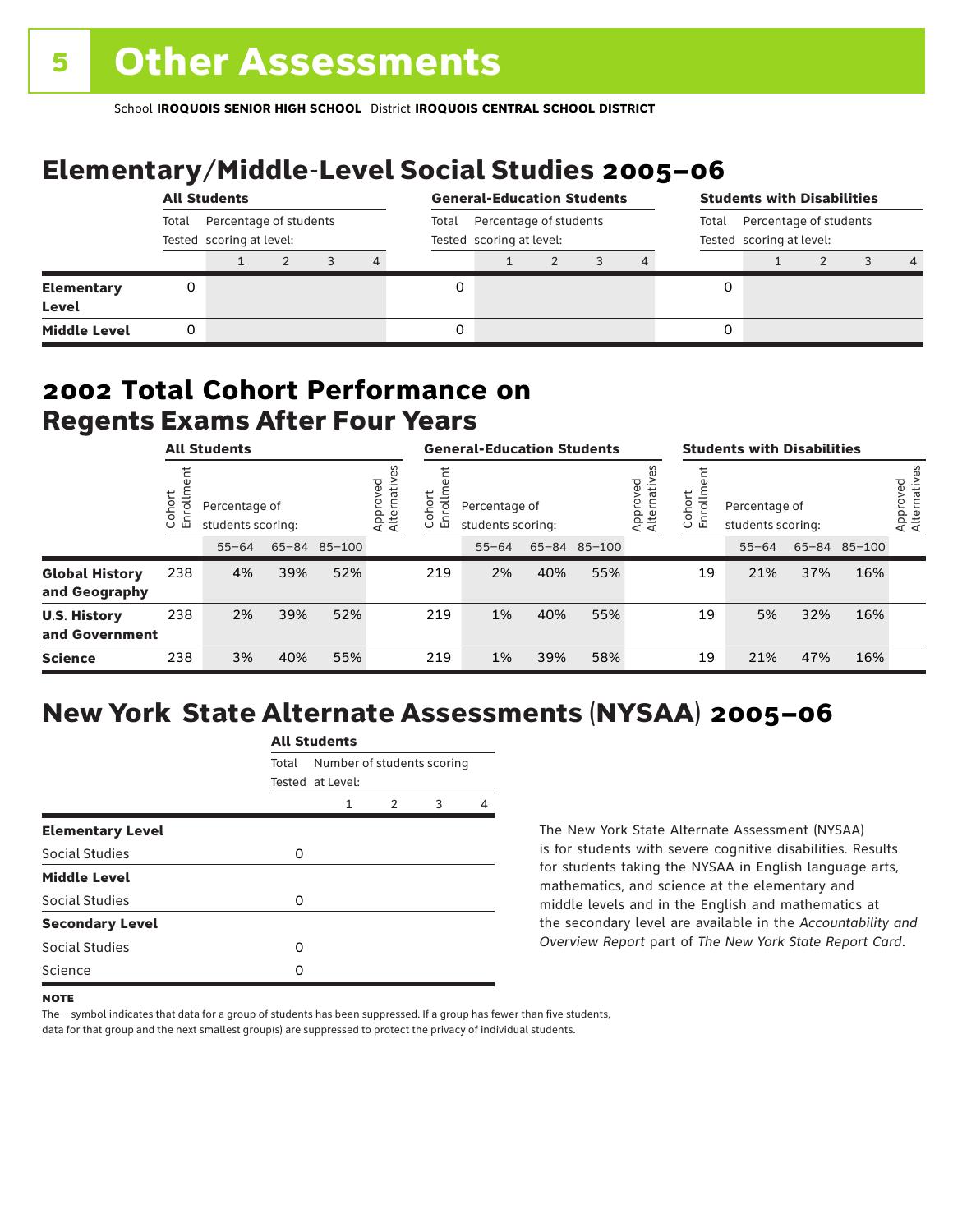# 5 Other Assessments

School **IROQUOIS SENIOR HIGH SCHOOL** District **IROQUOIS CENTRAL SCHOOL DISTRICT**

## Elementary/Middle-Level Social Studies 2005–06

| | All Students | | | | | General-Education Students | | | | | Students with Disabilities | | | | |
|---|---|---|---|---|---|---|---|---|---|---|---|---|---|---|---|
| | Total Tested | Percentage of students scoring at level: | | | | Total Tested | Percentage of students scoring at level: | | | | Total Tested | Percentage of students scoring at level: | | | |
| | | 1 | 2 | 3 | 4 | | 1 | 2 | 3 | 4 | | 1 | 2 | 3 | 4 |
| **Elementary Level** | 0 | | | | | 0 | | | | | 0 | | | | |
| **Middle Level** | 0 | | | | | 0 | | | | | 0 | | | | |

## 2002 Total Cohort Performance on Regents Exams After Four Years

| | All Students | | | | | General-Education Students | | | | | Students with Disabilities | | | | |
|---|---|---|---|---|---|---|---|---|---|---|---|---|---|---|---|
| | Cohort Enrollment | Percentage of students scoring: | | | Approved Alternatives | Cohort Enrollment | Percentage of students scoring: | | | Approved Alternatives | Cohort Enrollment | Percentage of students scoring: | | | Approved Alternatives |
| | | 55–64 | 65–84 | 85–100 | | | 55–64 | 65–84 | 85–100 | | | 55–64 | 65–84 | 85–100 | |
| **Global History and Geography** | 238 | 4% | 39% | 52% | | 219 | 2% | 40% | 55% | | 19 | 21% | 37% | 16% | |
| **U.S. History and Government** | 238 | 2% | 39% | 52% | | 219 | 1% | 40% | 55% | | 19 | 5% | 32% | 16% | |
| **Science** | 238 | 3% | 40% | 55% | | 219 | 1% | 39% | 58% | | 19 | 21% | 47% | 16% | |

## New York State Alternate Assessments (NYSAA) 2005–06

| | All Students | | | | |
|---|---|---|---|---|---|
| | Total Tested | Number of students scoring at Level: | | | |
| | | 1 | 2 | 3 | 4 |
| **Elementary Level** | | | | | |
| Social Studies | 0 | | | | |
| **Middle Level** | | | | | |
| Social Studies | 0 | | | | |
| **Secondary Level** | | | | | |
| Social Studies | 0 | | | | |
| Science | 0 | | | | |

The New York State Alternate Assessment (NYSAA) is for students with severe cognitive disabilities. Results for students taking the NYSAA in English language arts, mathematics, and science at the elementary and middle levels and in the English and mathematics at the secondary level are available in the *Accountability and Overview Report* part of *The New York State Report Card*.

**NOTE**

The – symbol indicates that data for a group of students has been suppressed. If a group has fewer than five students, data for that group and the next smallest group(s) are suppressed to protect the privacy of individual students.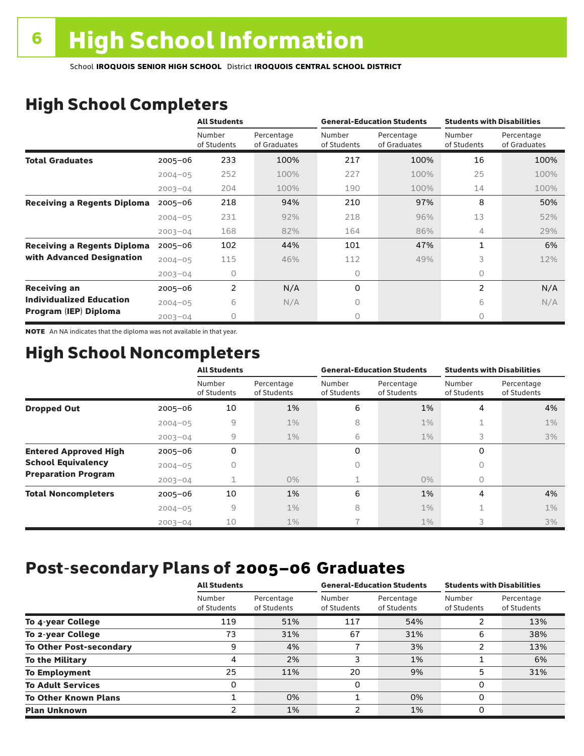# High School Information

School **IROQUOIS SENIOR HIGH SCHOOL** District **IROQUOIS CENTRAL SCHOOL DISTRICT**

## High School Completers

| | | All Students | | General-Education Students | | Students with Disabilities | |
|---|---|---|---|---|---|---|---|
| | | Number of Students | Percentage of Graduates | Number of Students | Percentage of Graduates | Number of Students | Percentage of Graduates |
| **Total Graduates** | 2005–06 | 233 | 100% | 217 | 100% | 16 | 100% |
| | 2004–05 | 252 | 100% | 227 | 100% | 25 | 100% |
| | 2003–04 | 204 | 100% | 190 | 100% | 14 | 100% |
| **Receiving a Regents Diploma** | 2005–06 | 218 | 94% | 210 | 97% | 8 | 50% |
| | 2004–05 | 231 | 92% | 218 | 96% | 13 | 52% |
| | 2003–04 | 168 | 82% | 164 | 86% | 4 | 29% |
| **Receiving a Regents Diploma with Advanced Designation** | 2005–06 | 102 | 44% | 101 | 47% | 1 | 6% |
| | 2004–05 | 115 | 46% | 112 | 49% | 3 | 12% |
| | 2003–04 | 0 | | 0 | | 0 | |
| **Receiving an Individualized Education Program (IEP) Diploma** | 2005–06 | 2 | N/A | 0 | | 2 | N/A |
| | 2004–05 | 6 | N/A | 0 | | 6 | N/A |
| | 2003–04 | 0 | | 0 | | 0 | |

**NOTE** An NA indicates that the diploma was not available in that year.

## High School Noncompleters

| | | All Students | | General-Education Students | | Students with Disabilities | |
|---|---|---|---|---|---|---|---|
| | | Number of Students | Percentage of Students | Number of Students | Percentage of Students | Number of Students | Percentage of Students |
| **Dropped Out** | 2005–06 | 10 | 1% | 6 | 1% | 4 | 4% |
| | 2004–05 | 9 | 1% | 8 | 1% | 1 | 1% |
| | 2003–04 | 9 | 1% | 6 | 1% | 3 | 3% |
| **Entered Approved High School Equivalency Preparation Program** | 2005–06 | 0 | | 0 | | 0 | |
| | 2004–05 | 0 | | 0 | | 0 | |
| | 2003–04 | 1 | 0% | 1 | 0% | 0 | |
| **Total Noncompleters** | 2005–06 | 10 | 1% | 6 | 1% | 4 | 4% |
| | 2004–05 | 9 | 1% | 8 | 1% | 1 | 1% |
| | 2003–04 | 10 | 1% | 7 | 1% | 3 | 3% |

## Post-secondary Plans of 2005–06 Graduates

| | All Students | | General-Education Students | | Students with Disabilities | |
|---|---|---|---|---|---|---|
| | Number of Students | Percentage of Students | Number of Students | Percentage of Students | Number of Students | Percentage of Students |
| **To 4-year College** | 119 | 51% | 117 | 54% | 2 | 13% |
| **To 2-year College** | 73 | 31% | 67 | 31% | 6 | 38% |
| **To Other Post-secondary** | 9 | 4% | 7 | 3% | 2 | 13% |
| **To the Military** | 4 | 2% | 3 | 1% | 1 | 6% |
| **To Employment** | 25 | 11% | 20 | 9% | 5 | 31% |
| **To Adult Services** | 0 | | 0 | | 0 | |
| **To Other Known Plans** | 1 | 0% | 1 | 0% | 0 | |
| **Plan Unknown** | 2 | 1% | 2 | 1% | 0 | |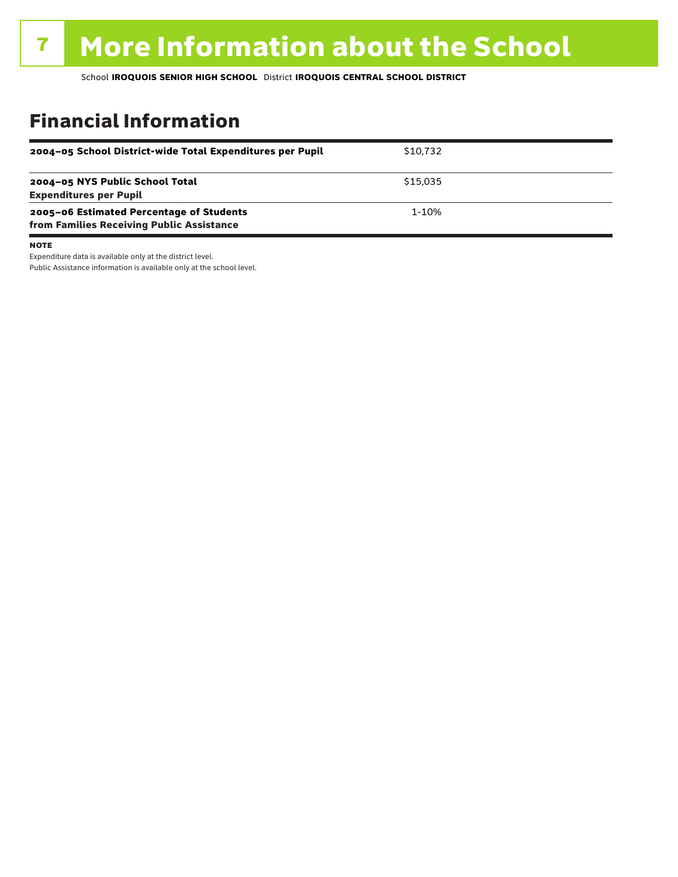# 7 More Information about the School

School **IROQUOIS SENIOR HIGH SCHOOL** District **IROQUOIS CENTRAL SCHOOL DISTRICT**

## Financial Information

| | |
|---|---|
| **2004–05 School District-wide Total Expenditures per Pupil** | $10,732 |
| **2004–05 NYS Public School Total Expenditures per Pupil** | $15,035 |
| **2005–06 Estimated Percentage of Students from Families Receiving Public Assistance** | 1-10% |

**NOTE**

Expenditure data is available only at the district level.

Public Assistance information is available only at the school level.